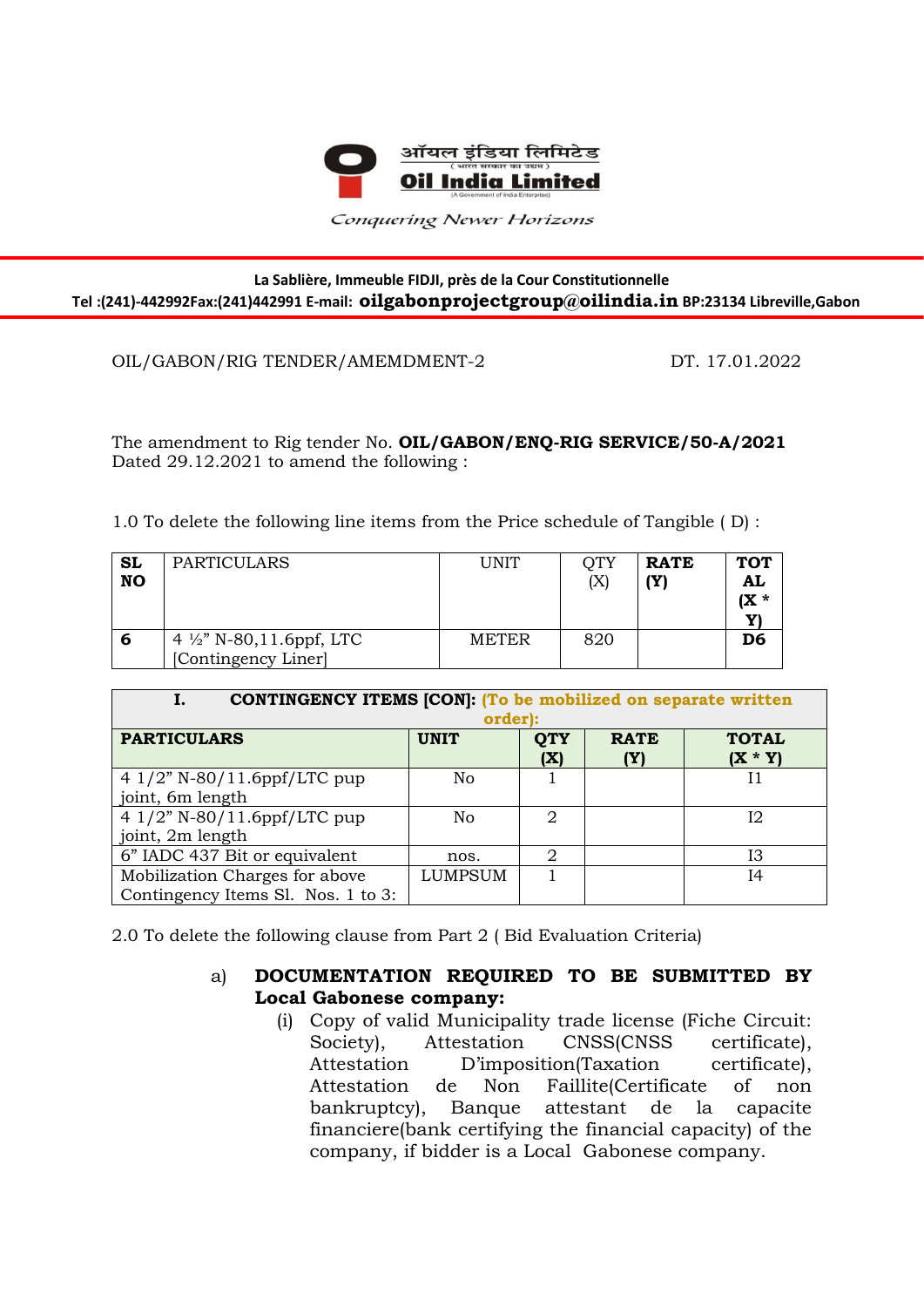ऑयल इंडिया लिमिटेड
( भारत सरकार का उद्यम )
**Oil India Limited**
(A Government of India Enterprise)

*Conquering Newer Horizons*

**La Sablière, Immeuble FIDJI, près de la Cour Constitutionnelle**
**Tel :(241)-442992Fax:(241)442991 E-mail: oilgabonprojectgroup@oilindia.in BP:23134 Libreville,Gabon**

OIL/GABON/RIG TENDER/AMEMDMENT-2 DT. 17.01.2022

The amendment to Rig tender No. **OIL/GABON/ENQ-RIG SERVICE/50-A/2021** Dated 29.12.2021 to amend the following :

1.0 To delete the following line items from the Price schedule of Tangible ( D) :

| **SL NO** | PARTICULARS | UNIT | QTY (X) | **RATE (Y)** | **TOTAL (X * Y)** |
|---|---|---|---|---|---|
| **6** | 4 ½" N-80,11.6ppf, LTC [Contingency Liner] | METER | 820 | | **D6** |

| **I. CONTINGENCY ITEMS [CON]: (To be mobilized on separate written order):** | | | | |
|---|---|---|---|---|
| **PARTICULARS** | **UNIT** | **QTY (X)** | **RATE (Y)** | **TOTAL (X * Y)** |
| 4 1/2" N-80/11.6ppf/LTC pup joint, 6m length | No | 1 | | I1 |
| 4 1/2" N-80/11.6ppf/LTC pup joint, 2m length | No | 2 | | I2 |
| 6" IADC 437 Bit or equivalent | nos. | 2 | | I3 |
| Mobilization Charges for above Contingency Items Sl. Nos. 1 to 3: | LUMPSUM | 1 | | I4 |

2.0 To delete the following clause from Part 2 ( Bid Evaluation Criteria)

a) **DOCUMENTATION REQUIRED TO BE SUBMITTED BY Local Gabonese company:**

(i) Copy of valid Municipality trade license (Fiche Circuit: Society), Attestation CNSS(CNSS certificate), Attestation D'imposition(Taxation certificate), Attestation de Non Faillite(Certificate of non bankruptcy), Banque attestant de la capacite financiere(bank certifying the financial capacity) of the company, if bidder is a Local Gabonese company.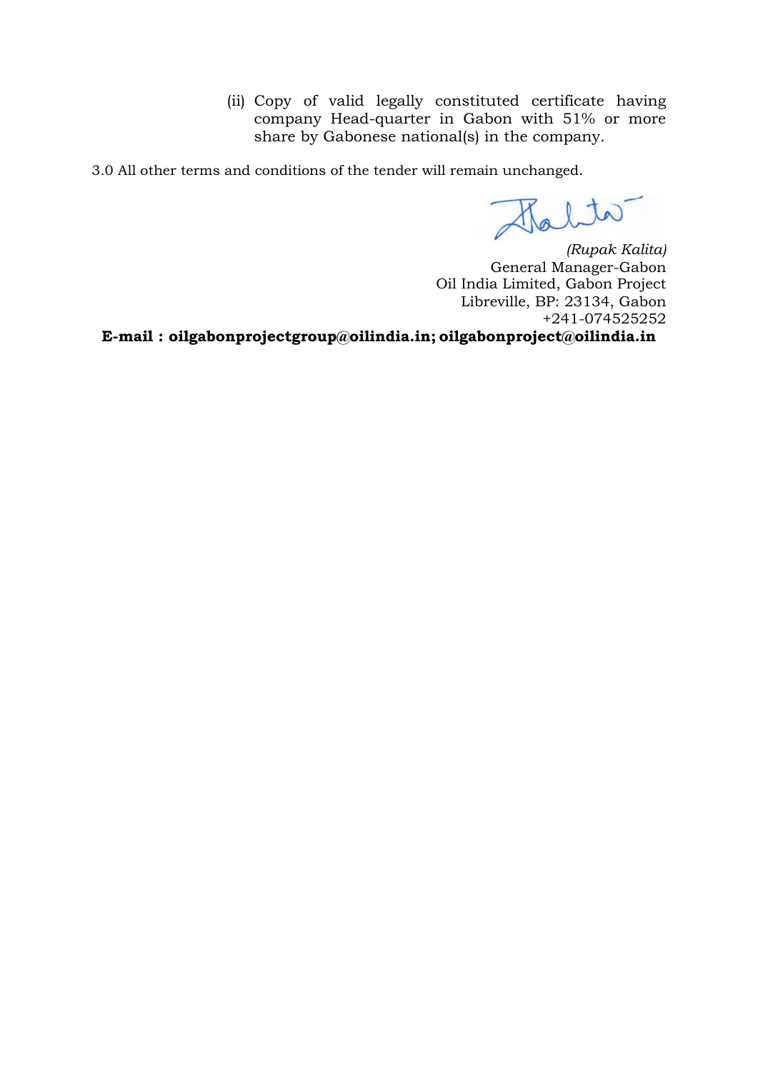(ii) Copy of valid legally constituted certificate having company Head-quarter in Gabon with 51% or more share by Gabonese national(s) in the company.

3.0 All other terms and conditions of the tender will remain unchanged.

*(Rupak Kalita)*
General Manager-Gabon
Oil India Limited, Gabon Project
Libreville, BP: 23134, Gabon
+241-074525252

**E-mail : oilgabonprojectgroup@oilindia.in; oilgabonproject@oilindia.in**